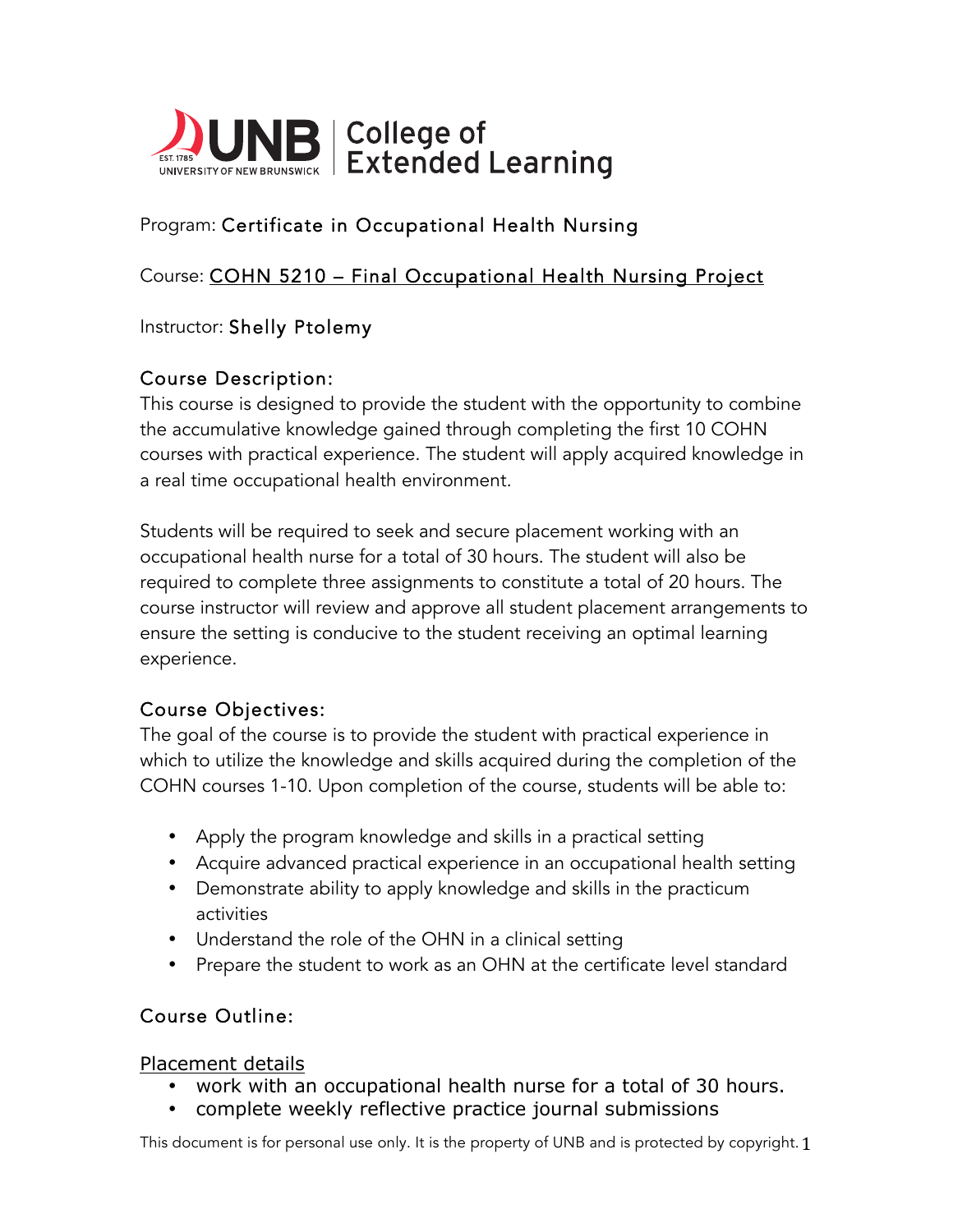UNB | College of Extended Learning

Program: Certificate in Occupational Health Nursing

Course: COHN 5210 – Final Occupational Health Nursing Project

Instructor: Shelly Ptolemy

## Course Description:

This course is designed to provide the student with the opportunity to combine the accumulative knowledge gained through completing the first 10 COHN courses with practical experience. The student will apply acquired knowledge in a real time occupational health environment.

Students will be required to seek and secure placement working with an occupational health nurse for a total of 30 hours. The student will also be required to complete three assignments to constitute a total of 20 hours. The course instructor will review and approve all student placement arrangements to ensure the setting is conducive to the student receiving an optimal learning experience.

## Course Objectives:

The goal of the course is to provide the student with practical experience in which to utilize the knowledge and skills acquired during the completion of the COHN courses 1-10. Upon completion of the course, students will be able to:

- Apply the program knowledge and skills in a practical setting
- Acquire advanced practical experience in an occupational health setting
- Demonstrate ability to apply knowledge and skills in the practicum activities
- Understand the role of the OHN in a clinical setting
- Prepare the student to work as an OHN at the certificate level standard

## Course Outline:

### Placement details

- work with an occupational health nurse for a total of 30 hours.
- complete weekly reflective practice journal submissions

This document is for personal use only. It is the property of UNB and is protected by copyright.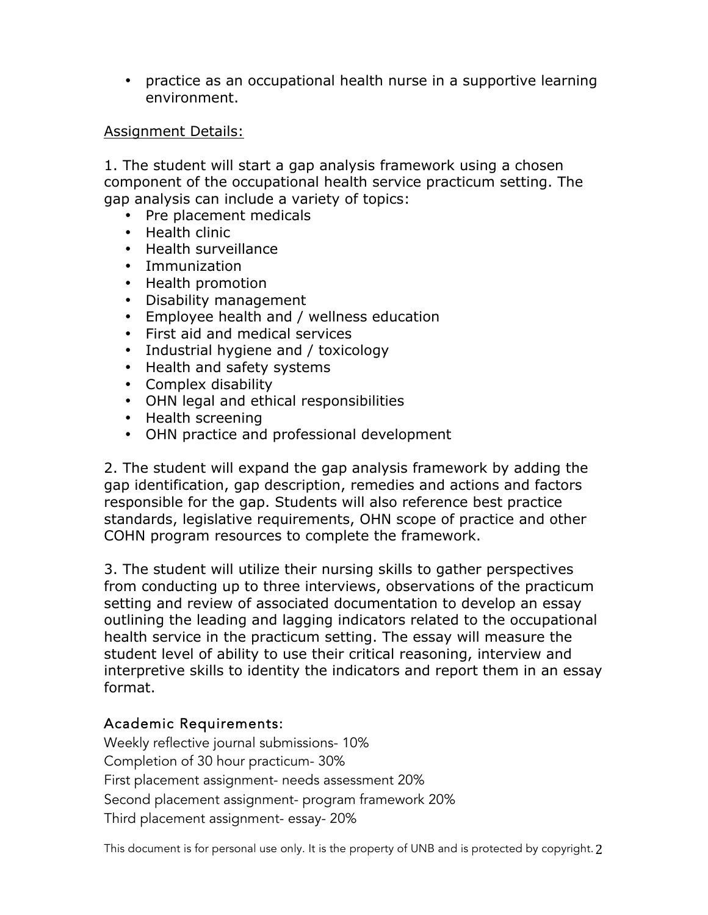- practice as an occupational health nurse in a supportive learning environment.

Assignment Details:

1. The student will start a gap analysis framework using a chosen component of the occupational health service practicum setting. The gap analysis can include a variety of topics:
   - Pre placement medicals
   - Health clinic
   - Health surveillance
   - Immunization
   - Health promotion
   - Disability management
   - Employee health and / wellness education
   - First aid and medical services
   - Industrial hygiene and / toxicology
   - Health and safety systems
   - Complex disability
   - OHN legal and ethical responsibilities
   - Health screening
   - OHN practice and professional development

2. The student will expand the gap analysis framework by adding the gap identification, gap description, remedies and actions and factors responsible for the gap. Students will also reference best practice standards, legislative requirements, OHN scope of practice and other COHN program resources to complete the framework.

3. The student will utilize their nursing skills to gather perspectives from conducting up to three interviews, observations of the practicum setting and review of associated documentation to develop an essay outlining the leading and lagging indicators related to the occupational health service in the practicum setting. The essay will measure the student level of ability to use their critical reasoning, interview and interpretive skills to identity the indicators and report them in an essay format.

## Academic Requirements:

Weekly reflective journal submissions- 10%
Completion of 30 hour practicum- 30%
First placement assignment- needs assessment 20%
Second placement assignment- program framework 20%
Third placement assignment- essay- 20%

This document is for personal use only. It is the property of UNB and is protected by copyright.